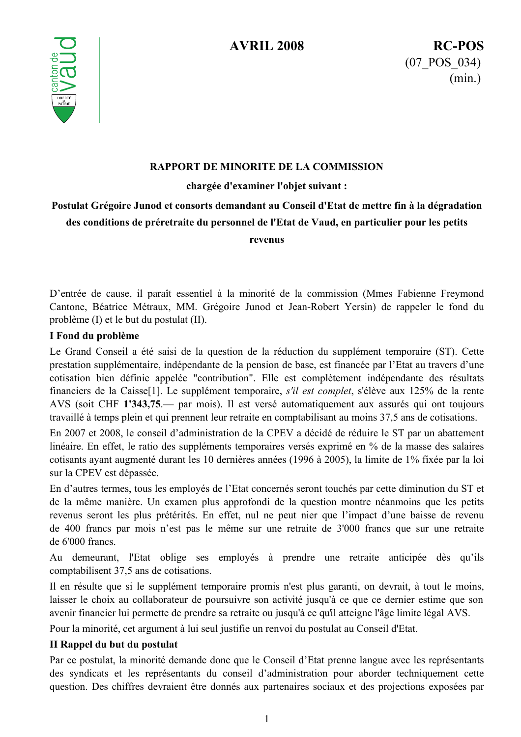AVRIL 2008

RC-POS
(07_POS_034)
(min.)

**RAPPORT DE MINORITE DE LA COMMISSION**

**chargée d'examiner l'objet suivant :**

**Postulat Grégoire Junod et consorts demandant au Conseil d'Etat de mettre fin à la dégradation des conditions de préretraite du personnel de l'Etat de Vaud, en particulier pour les petits revenus**

D'entrée de cause, il paraît essentiel à la minorité de la commission (Mmes Fabienne Freymond Cantone, Béatrice Métraux, MM. Grégoire Junod et Jean-Robert Yersin) de rappeler le fond du problème (I) et le but du postulat (II).

**I Fond du problème**

Le Grand Conseil a été saisi de la question de la réduction du supplément temporaire (ST). Cette prestation supplémentaire, indépendante de la pension de base, est financée par l'Etat au travers d'une cotisation bien définie appelée "contribution". Elle est complètement indépendante des résultats financiers de la Caisse[1]. Le supplément temporaire, *s'il est complet*, s'élève aux 125% de la rente AVS (soit CHF **1'343,75**.— par mois). Il est versé automatiquement aux assurés qui ont toujours travaillé à temps plein et qui prennent leur retraite en comptabilisant au moins 37,5 ans de cotisations.

En 2007 et 2008, le conseil d'administration de la CPEV a décidé de réduire le ST par un abattement linéaire. En effet, le ratio des suppléments temporaires versés exprimé en % de la masse des salaires cotisants ayant augmenté durant les 10 dernières années (1996 à 2005), la limite de 1% fixée par la loi sur la CPEV est dépassée.

En d'autres termes, tous les employés de l'Etat concernés seront touchés par cette diminution du ST et de la même manière. Un examen plus approfondi de la question montre néanmoins que les petits revenus seront les plus prétérités. En effet, nul ne peut nier que l'impact d'une baisse de revenu de 400 francs par mois n'est pas le même sur une retraite de 3'000 francs que sur une retraite de 6'000 francs.

Au demeurant, l'Etat oblige ses employés à prendre une retraite anticipée dès qu'ils comptabilisent 37,5 ans de cotisations.

Il en résulte que si le supplément temporaire promis n'est plus garanti, on devrait, à tout le moins, laisser le choix au collaborateur de poursuivre son activité jusqu'à ce que ce dernier estime que son avenir financier lui permette de prendre sa retraite ou jusqu'à ce qu'il atteigne l'âge limite légal AVS.

Pour la minorité, cet argument à lui seul justifie un renvoi du postulat au Conseil d'Etat.

**II Rappel du but du postulat**

Par ce postulat, la minorité demande donc que le Conseil d'Etat prenne langue avec les représentants des syndicats et les représentants du conseil d'administration pour aborder techniquement cette question. Des chiffres devraient être donnés aux partenaires sociaux et des projections exposées par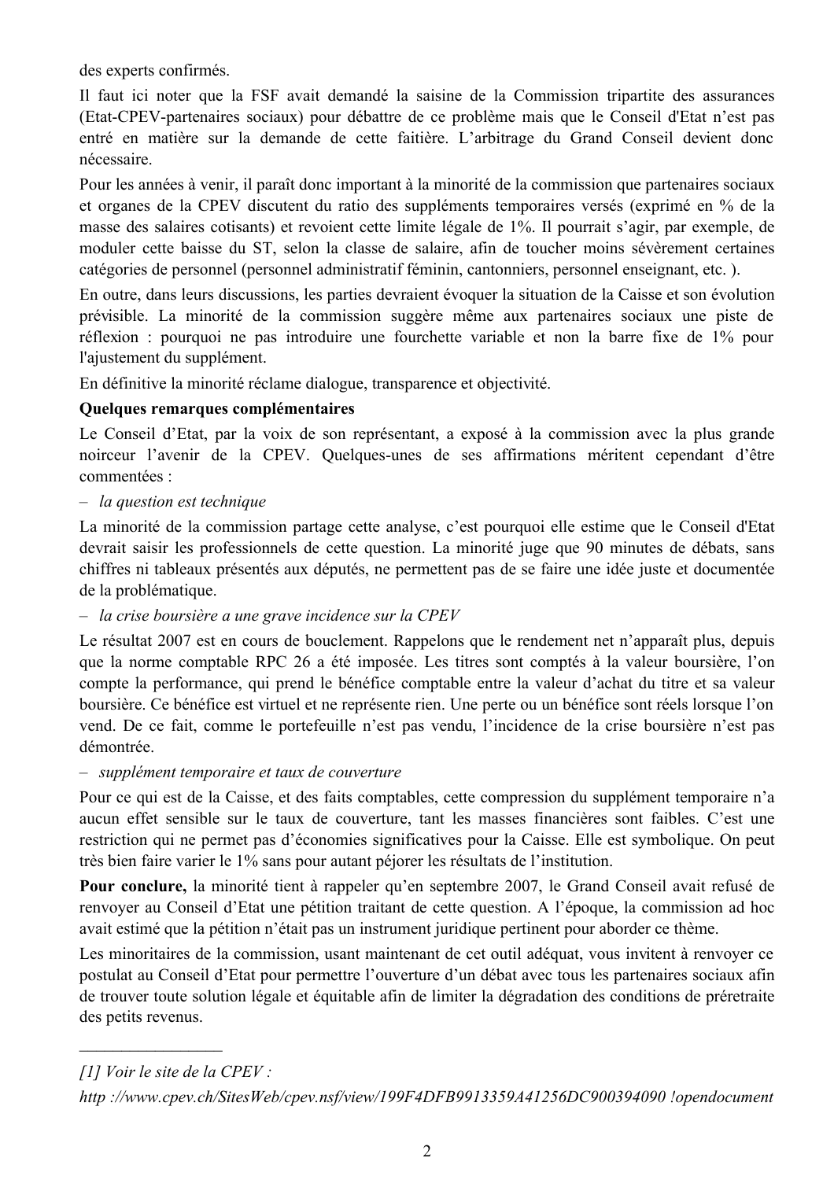des experts confirmés.

Il faut ici noter que la FSF avait demandé la saisine de la Commission tripartite des assurances (Etat-CPEV-partenaires sociaux) pour débattre de ce problème mais que le Conseil d'Etat n'est pas entré en matière sur la demande de cette faitière. L'arbitrage du Grand Conseil devient donc nécessaire.

Pour les années à venir, il paraît donc important à la minorité de la commission que partenaires sociaux et organes de la CPEV discutent du ratio des suppléments temporaires versés (exprimé en % de la masse des salaires cotisants) et revoient cette limite légale de 1%. Il pourrait s'agir, par exemple, de moduler cette baisse du ST, selon la classe de salaire, afin de toucher moins sévèrement certaines catégories de personnel (personnel administratif féminin, cantonniers, personnel enseignant, etc. ).

En outre, dans leurs discussions, les parties devraient évoquer la situation de la Caisse et son évolution prévisible. La minorité de la commission suggère même aux partenaires sociaux une piste de réflexion : pourquoi ne pas introduire une fourchette variable et non la barre fixe de 1% pour l'ajustement du supplément.

En définitive la minorité réclame dialogue, transparence et objectivité.

**Quelques remarques complémentaires**

Le Conseil d'Etat, par la voix de son représentant, a exposé à la commission avec la plus grande noirceur l'avenir de la CPEV. Quelques-unes de ses affirmations méritent cependant d'être commentées :

– *la question est technique*

La minorité de la commission partage cette analyse, c'est pourquoi elle estime que le Conseil d'Etat devrait saisir les professionnels de cette question. La minorité juge que 90 minutes de débats, sans chiffres ni tableaux présentés aux députés, ne permettent pas de se faire une idée juste et documentée de la problématique.

– *la crise boursière a une grave incidence sur la CPEV*

Le résultat 2007 est en cours de bouclement. Rappelons que le rendement net n'apparaît plus, depuis que la norme comptable RPC 26 a été imposée. Les titres sont comptés à la valeur boursière, l'on compte la performance, qui prend le bénéfice comptable entre la valeur d'achat du titre et sa valeur boursière. Ce bénéfice est virtuel et ne représente rien. Une perte ou un bénéfice sont réels lorsque l'on vend. De ce fait, comme le portefeuille n'est pas vendu, l'incidence de la crise boursière n'est pas démontrée.

– *supplément temporaire et taux de couverture*

Pour ce qui est de la Caisse, et des faits comptables, cette compression du supplément temporaire n'a aucun effet sensible sur le taux de couverture, tant les masses financières sont faibles. C'est une restriction qui ne permet pas d'économies significatives pour la Caisse. Elle est symbolique. On peut très bien faire varier le 1% sans pour autant péjorer les résultats de l'institution.

**Pour conclure,** la minorité tient à rappeler qu'en septembre 2007, le Grand Conseil avait refusé de renvoyer au Conseil d'Etat une pétition traitant de cette question. A l'époque, la commission ad hoc avait estimé que la pétition n'était pas un instrument juridique pertinent pour aborder ce thème.

Les minoritaires de la commission, usant maintenant de cet outil adéquat, vous invitent à renvoyer ce postulat au Conseil d'Etat pour permettre l'ouverture d'un débat avec tous les partenaires sociaux afin de trouver toute solution légale et équitable afin de limiter la dégradation des conditions de préretraite des petits revenus.

---

*[1] Voir le site de la CPEV :*

*http ://www.cpev.ch/SitesWeb/cpev.nsf/view/199F4DFB9913359A41256DC900394090 !opendocument*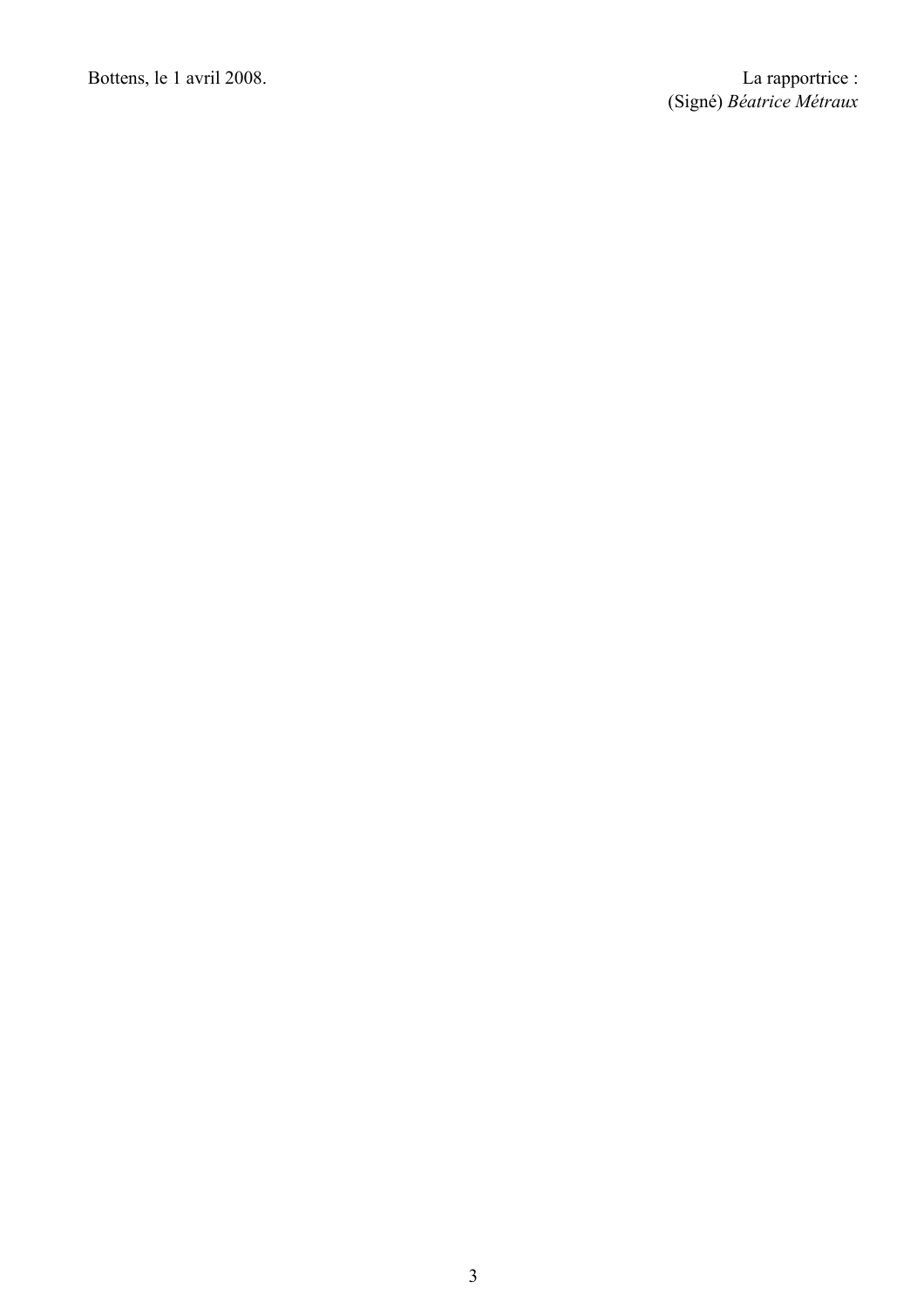Bottens, le 1 avril 2008.

La rapportrice :
(Signé) *Béatrice Métraux*